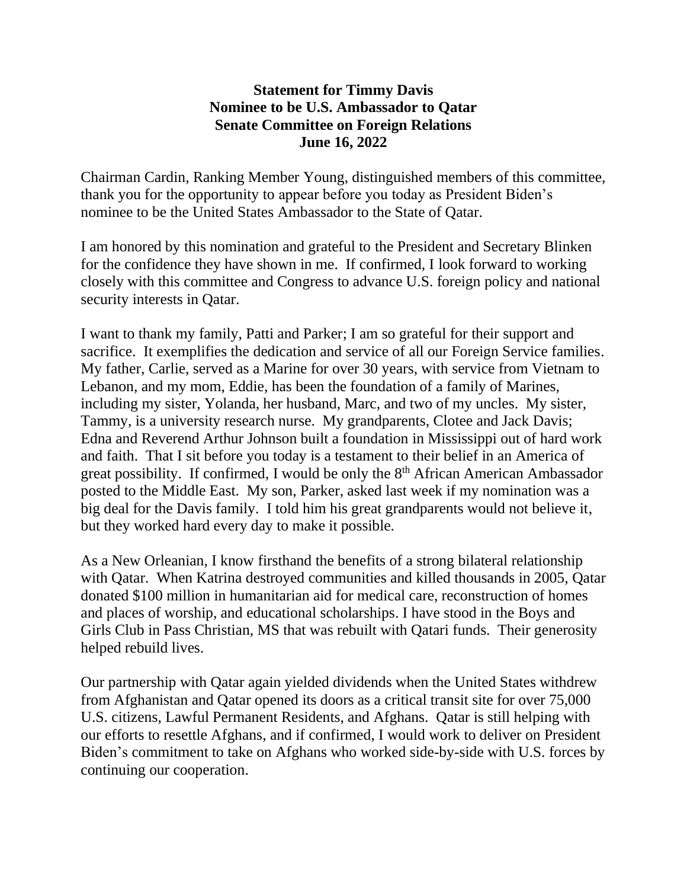**Statement for Timmy Davis**
**Nominee to be U.S. Ambassador to Qatar**
**Senate Committee on Foreign Relations**
**June 16, 2022**

Chairman Cardin, Ranking Member Young, distinguished members of this committee, thank you for the opportunity to appear before you today as President Biden's nominee to be the United States Ambassador to the State of Qatar.

I am honored by this nomination and grateful to the President and Secretary Blinken for the confidence they have shown in me. If confirmed, I look forward to working closely with this committee and Congress to advance U.S. foreign policy and national security interests in Qatar.

I want to thank my family, Patti and Parker; I am so grateful for their support and sacrifice. It exemplifies the dedication and service of all our Foreign Service families. My father, Carlie, served as a Marine for over 30 years, with service from Vietnam to Lebanon, and my mom, Eddie, has been the foundation of a family of Marines, including my sister, Yolanda, her husband, Marc, and two of my uncles. My sister, Tammy, is a university research nurse. My grandparents, Clotee and Jack Davis; Edna and Reverend Arthur Johnson built a foundation in Mississippi out of hard work and faith. That I sit before you today is a testament to their belief in an America of great possibility. If confirmed, I would be only the 8th African American Ambassador posted to the Middle East. My son, Parker, asked last week if my nomination was a big deal for the Davis family. I told him his great grandparents would not believe it, but they worked hard every day to make it possible.

As a New Orleanian, I know firsthand the benefits of a strong bilateral relationship with Qatar. When Katrina destroyed communities and killed thousands in 2005, Qatar donated $100 million in humanitarian aid for medical care, reconstruction of homes and places of worship, and educational scholarships. I have stood in the Boys and Girls Club in Pass Christian, MS that was rebuilt with Qatari funds. Their generosity helped rebuild lives.

Our partnership with Qatar again yielded dividends when the United States withdrew from Afghanistan and Qatar opened its doors as a critical transit site for over 75,000 U.S. citizens, Lawful Permanent Residents, and Afghans. Qatar is still helping with our efforts to resettle Afghans, and if confirmed, I would work to deliver on President Biden's commitment to take on Afghans who worked side-by-side with U.S. forces by continuing our cooperation.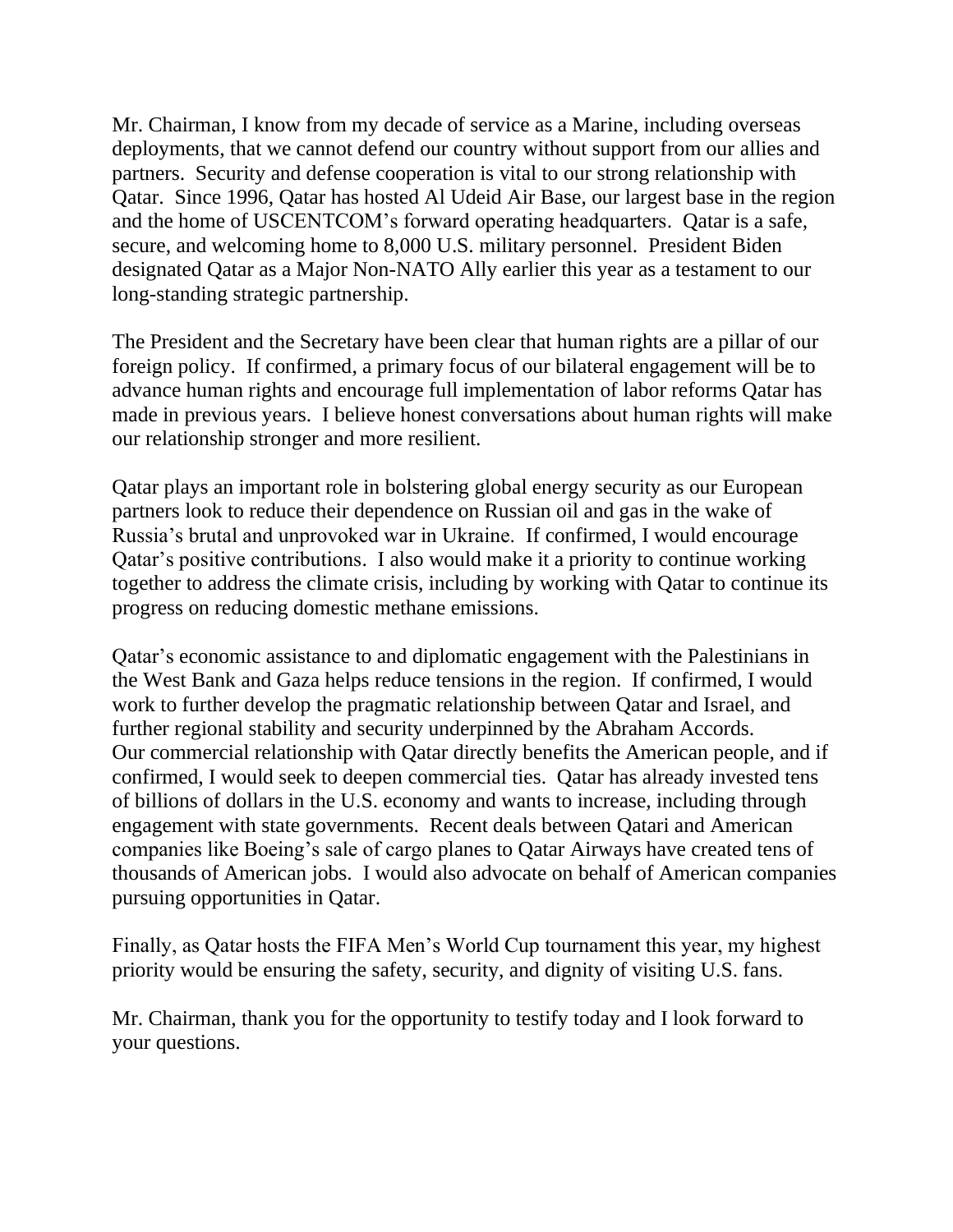Mr. Chairman, I know from my decade of service as a Marine, including overseas deployments, that we cannot defend our country without support from our allies and partners. Security and defense cooperation is vital to our strong relationship with Qatar. Since 1996, Qatar has hosted Al Udeid Air Base, our largest base in the region and the home of USCENTCOM's forward operating headquarters. Qatar is a safe, secure, and welcoming home to 8,000 U.S. military personnel. President Biden designated Qatar as a Major Non-NATO Ally earlier this year as a testament to our long-standing strategic partnership.

The President and the Secretary have been clear that human rights are a pillar of our foreign policy. If confirmed, a primary focus of our bilateral engagement will be to advance human rights and encourage full implementation of labor reforms Qatar has made in previous years. I believe honest conversations about human rights will make our relationship stronger and more resilient.

Qatar plays an important role in bolstering global energy security as our European partners look to reduce their dependence on Russian oil and gas in the wake of Russia's brutal and unprovoked war in Ukraine. If confirmed, I would encourage Qatar's positive contributions. I also would make it a priority to continue working together to address the climate crisis, including by working with Qatar to continue its progress on reducing domestic methane emissions.

Qatar's economic assistance to and diplomatic engagement with the Palestinians in the West Bank and Gaza helps reduce tensions in the region. If confirmed, I would work to further develop the pragmatic relationship between Qatar and Israel, and further regional stability and security underpinned by the Abraham Accords.
Our commercial relationship with Qatar directly benefits the American people, and if confirmed, I would seek to deepen commercial ties. Qatar has already invested tens of billions of dollars in the U.S. economy and wants to increase, including through engagement with state governments. Recent deals between Qatari and American companies like Boeing's sale of cargo planes to Qatar Airways have created tens of thousands of American jobs. I would also advocate on behalf of American companies pursuing opportunities in Qatar.

Finally, as Qatar hosts the FIFA Men's World Cup tournament this year, my highest priority would be ensuring the safety, security, and dignity of visiting U.S. fans.

Mr. Chairman, thank you for the opportunity to testify today and I look forward to your questions.